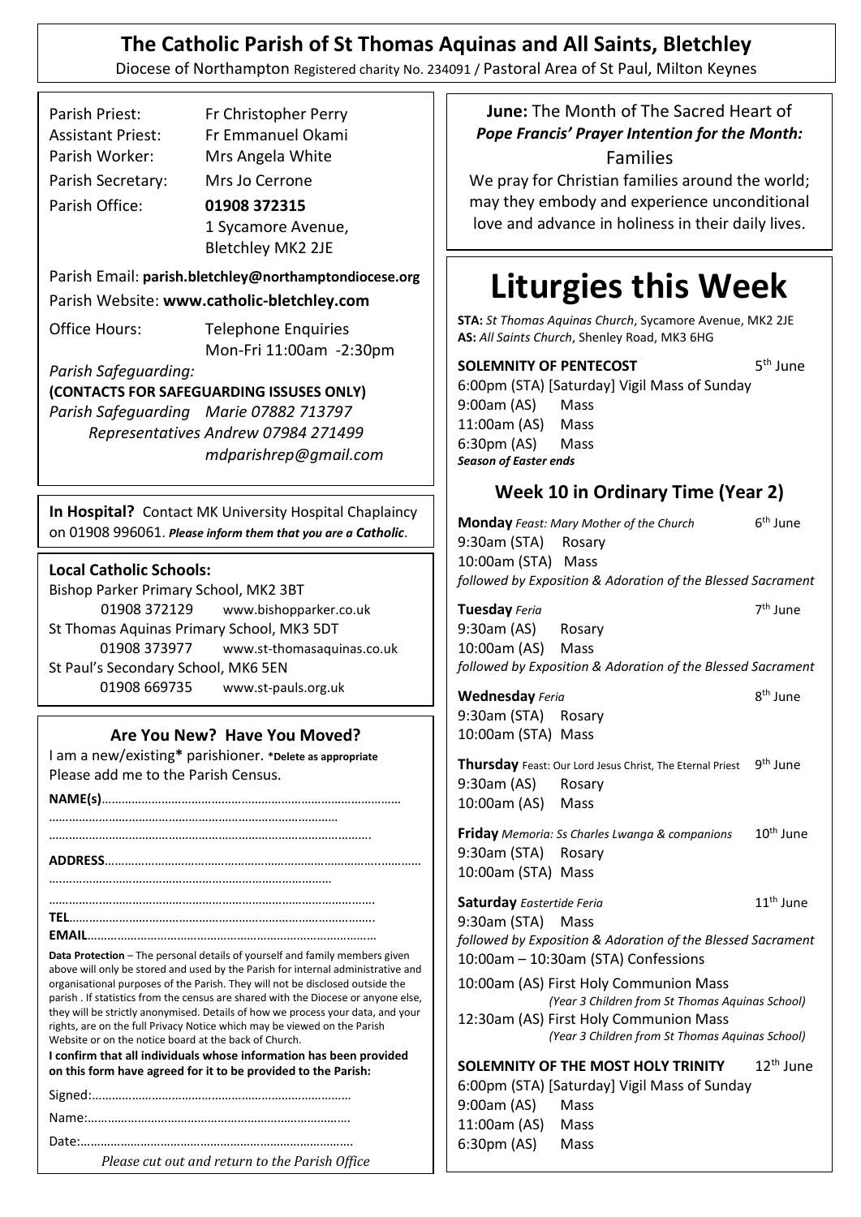# The Catholic Parish of St Thomas Aquinas and All Saints, Bletchley

Diocese of Northampton Registered charity No. 234091 / Pastoral Area of St Paul, Milton Keynes

Parish Priest: Fr Christopher Perry
Assistant Priest: Fr Emmanuel Okami
Parish Worker: Mrs Angela White
Parish Secretary: Mrs Jo Cerrone
Parish Office: **01908 372315**
1 Sycamore Avenue,
Bletchley MK2 2JE

Parish Email: **parish.bletchley@northamptondiocese.org**
Parish Website: **www.catholic-bletchley.com**

Office Hours: Telephone Enquiries
Mon-Fri 11:00am -2:30pm

*Parish Safeguarding:*
**(CONTACTS FOR SAFEGUARDING ISSUSES ONLY)**
*Parish Safeguarding Marie 07882 713797*
*Representatives Andrew 07984 271499*
*mdparishrep@gmail.com*

**In Hospital?** Contact MK University Hospital Chaplaincy on 01908 996061. ***Please inform them that you are a Catholic.***

**Local Catholic Schools:**
Bishop Parker Primary School, MK2 3BT
01908 372129 www.bishopparker.co.uk
St Thomas Aquinas Primary School, MK3 5DT
01908 373977 www.st-thomasaquinas.co.uk
St Paul's Secondary School, MK6 5EN
01908 669735 www.st-pauls.org.uk

## Are You New? Have You Moved?

I am a new/existing* parishioner. ***Delete as appropriate**
Please add me to the Parish Census.

**NAME(s)**……………………………………………………………………………
…………………………………………………………………………
……………………………………………………………………………………

**ADDRESS**…………………………………………………………………………
…………………………………………………………………………
……………………………………………………………………………………
**TEL**……………………………………………………………………………
**EMAIL**…………………………………………………………………………

**Data Protection** – The personal details of yourself and family members given above will only be stored and used by the Parish for internal administrative and organisational purposes of the Parish. They will not be disclosed outside the parish . If statistics from the census are shared with the Diocese or anyone else, they will be strictly anonymised. Details of how we process your data, and your rights, are on the full Privacy Notice which may be viewed on the Parish Website or on the notice board at the back of Church.

**I confirm that all individuals whose information has been provided on this form have agreed for it to be provided to the Parish:**

Signed:……………………………………………………………………
Name:……………………………………………………………………
Date:………………………………………………………………………

*Please cut out and return to the Parish Office*

**June:** The Month of The Sacred Heart of
***Pope Francis' Prayer Intention for the Month:***
Families

We pray for Christian families around the world; may they embody and experience unconditional love and advance in holiness in their daily lives.

# Liturgies this Week

**STA:** *St Thomas Aquinas Church*, Sycamore Avenue, MK2 2JE
**AS:** *All Saints Church*, Shenley Road, MK3 6HG

**SOLEMNITY OF PENTECOST** 5th June
6:00pm (STA) [Saturday] Vigil Mass of Sunday
9:00am (AS) Mass
11:00am (AS) Mass
6:30pm (AS) Mass
***Season of Easter ends***

## Week 10 in Ordinary Time (Year 2)

**Monday** *Feast: Mary Mother of the Church* 6th June
9:30am (STA) Rosary
10:00am (STA) Mass
*followed by Exposition & Adoration of the Blessed Sacrament*

**Tuesday** *Feria* 7th June
9:30am (AS) Rosary
10:00am (AS) Mass
*followed by Exposition & Adoration of the Blessed Sacrament*

**Wednesday** *Feria* 8th June
9:30am (STA) Rosary
10:00am (STA) Mass

**Thursday** Feast: Our Lord Jesus Christ, The Eternal Priest 9th June
9:30am (AS) Rosary
10:00am (AS) Mass

**Friday** *Memoria: Ss Charles Lwanga & companions* 10th June
9:30am (STA) Rosary
10:00am (STA) Mass

**Saturday** *Eastertide Feria* 11th June
9:30am (STA) Mass
*followed by Exposition & Adoration of the Blessed Sacrament*
10:00am – 10:30am (STA) Confessions

10:00am (AS) First Holy Communion Mass
*(Year 3 Children from St Thomas Aquinas School)*
12:30am (AS) First Holy Communion Mass
*(Year 3 Children from St Thomas Aquinas School)*

**SOLEMNITY OF THE MOST HOLY TRINITY** 12th June
6:00pm (STA) [Saturday] Vigil Mass of Sunday
9:00am (AS) Mass
11:00am (AS) Mass
6:30pm (AS) Mass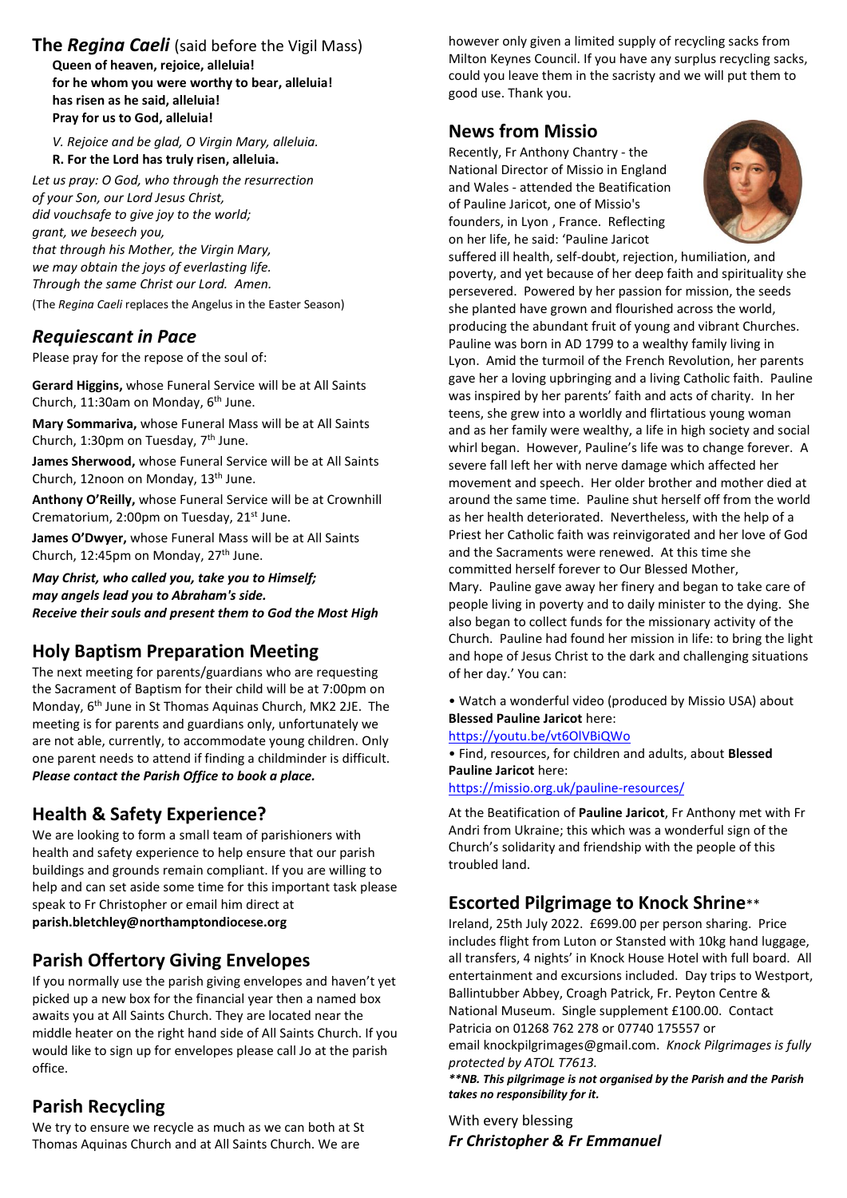## The *Regina Caeli* (said before the Vigil Mass)

**Queen of heaven, rejoice, alleluia!**
**for he whom you were worthy to bear, alleluia!**
**has risen as he said, alleluia!**
**Pray for us to God, alleluia!**

*V. Rejoice and be glad, O Virgin Mary, alleluia.*
**R. For the Lord has truly risen, alleluia.**

*Let us pray: O God, who through the resurrection*
*of your Son, our Lord Jesus Christ,*
*did vouchsafe to give joy to the world;*
*grant, we beseech you,*
*that through his Mother, the Virgin Mary,*
*we may obtain the joys of everlasting life.*
*Through the same Christ our Lord. Amen.*

(The *Regina Caeli* replaces the Angelus in the Easter Season)

## *Requiescant in Pace*

Please pray for the repose of the soul of:

**Gerard Higgins,** whose Funeral Service will be at All Saints Church, 11:30am on Monday, 6th June.

**Mary Sommariva,** whose Funeral Mass will be at All Saints Church, 1:30pm on Tuesday, 7th June.

**James Sherwood,** whose Funeral Service will be at All Saints Church, 12noon on Monday, 13th June.

**Anthony O'Reilly,** whose Funeral Service will be at Crownhill Crematorium, 2:00pm on Tuesday, 21st June.

**James O'Dwyer,** whose Funeral Mass will be at All Saints Church, 12:45pm on Monday, 27th June.

***May Christ, who called you, take you to Himself;***
***may angels lead you to Abraham's side.***
***Receive their souls and present them to God the Most High***

## Holy Baptism Preparation Meeting

The next meeting for parents/guardians who are requesting the Sacrament of Baptism for their child will be at 7:00pm on Monday, 6th June in St Thomas Aquinas Church, MK2 2JE. The meeting is for parents and guardians only, unfortunately we are not able, currently, to accommodate young children. Only one parent needs to attend if finding a childminder is difficult. ***Please contact the Parish Office to book a place.***

## Health & Safety Experience?

We are looking to form a small team of parishioners with health and safety experience to help ensure that our parish buildings and grounds remain compliant. If you are willing to help and can set aside some time for this important task please speak to Fr Christopher or email him direct at **parish.bletchley@northamptondiocese.org**

## Parish Offertory Giving Envelopes

If you normally use the parish giving envelopes and haven't yet picked up a new box for the financial year then a named box awaits you at All Saints Church. They are located near the middle heater on the right hand side of All Saints Church. If you would like to sign up for envelopes please call Jo at the parish office.

## Parish Recycling

We try to ensure we recycle as much as we can both at St Thomas Aquinas Church and at All Saints Church. We are however only given a limited supply of recycling sacks from Milton Keynes Council. If you have any surplus recycling sacks, could you leave them in the sacristy and we will put them to good use. Thank you.

## News from Missio

Recently, Fr Anthony Chantry - the National Director of Missio in England and Wales - attended the Beatification of Pauline Jaricot, one of Missio's founders, in Lyon , France. Reflecting on her life, he said: 'Pauline Jaricot suffered ill health, self-doubt, rejection, humiliation, and poverty, and yet because of her deep faith and spirituality she persevered. Powered by her passion for mission, the seeds she planted have grown and flourished across the world, producing the abundant fruit of young and vibrant Churches. Pauline was born in AD 1799 to a wealthy family living in Lyon. Amid the turmoil of the French Revolution, her parents gave her a loving upbringing and a living Catholic faith. Pauline was inspired by her parents' faith and acts of charity. In her teens, she grew into a worldly and flirtatious young woman and as her family were wealthy, a life in high society and social whirl began. However, Pauline's life was to change forever. A severe fall left her with nerve damage which affected her movement and speech. Her older brother and mother died at around the same time. Pauline shut herself off from the world as her health deteriorated. Nevertheless, with the help of a Priest her Catholic faith was reinvigorated and her love of God and the Sacraments were renewed. At this time she committed herself forever to Our Blessed Mother, Mary. Pauline gave away her finery and began to take care of people living in poverty and to daily minister to the dying. She also began to collect funds for the missionary activity of the Church. Pauline had found her mission in life: to bring the light and hope of Jesus Christ to the dark and challenging situations of her day.' You can:

• Watch a wonderful video (produced by Missio USA) about **Blessed Pauline Jaricot** here:
https://youtu.be/vt6OlVBiQWo

• Find, resources, for children and adults, about **Blessed Pauline Jaricot** here:
https://missio.org.uk/pauline-resources/

At the Beatification of **Pauline Jaricot**, Fr Anthony met with Fr Andri from Ukraine; this which was a wonderful sign of the Church's solidarity and friendship with the people of this troubled land.

## Escorted Pilgrimage to Knock Shrine**

Ireland, 25th July 2022. £699.00 per person sharing. Price includes flight from Luton or Stansted with 10kg hand luggage, all transfers, 4 nights' in Knock House Hotel with full board. All entertainment and excursions included. Day trips to Westport, Ballintubber Abbey, Croagh Patrick, Fr. Peyton Centre & National Museum. Single supplement £100.00. Contact Patricia on 01268 762 278 or 07740 175557 or email knockpilgrimages@gmail.com. *Knock Pilgrimages is fully protected by ATOL T7613.*

***\*\*NB. This pilgrimage is not organised by the Parish and the Parish takes no responsibility for it.***

With every blessing
***Fr Christopher & Fr Emmanuel***